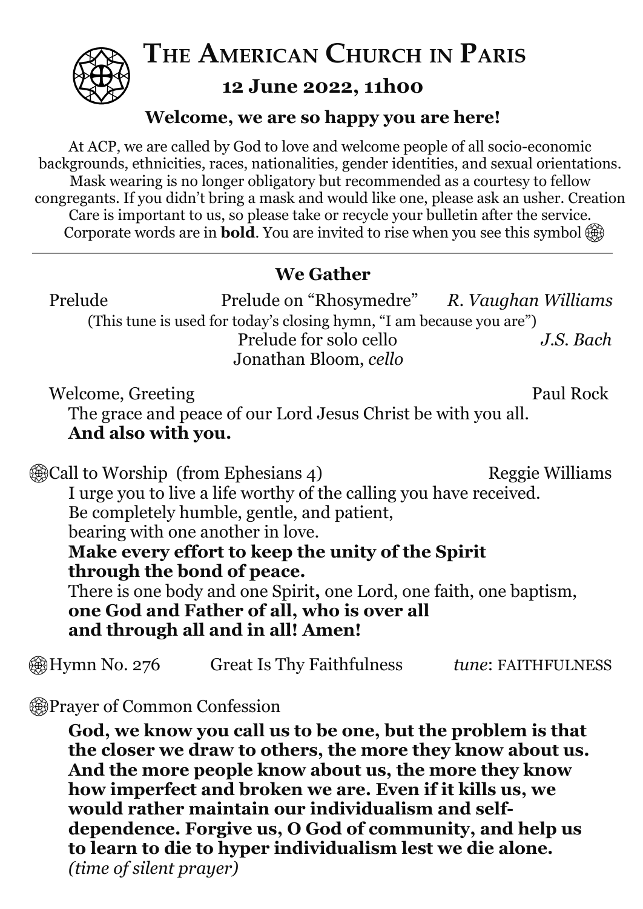# The American Church in Paris

## 12 June 2022, 11h00

### Welcome, we are so happy you are here!

At ACP, we are called by God to love and welcome people of all socio-economic backgrounds, ethnicities, races, nationalities, gender identities, and sexual orientations. Mask wearing is no longer obligatory but recommended as a courtesy to fellow congregants. If you didn't bring a mask and would like one, please ask an usher. Creation Care is important to us, so please take or recycle your bulletin after the service. Corporate words are in **bold**. You are invited to rise when you see this symbol ⊕

---

### We Gather

Prelude — Prelude on "Rhosymedre" — *R. Vaughan Williams*
(This tune is used for today's closing hymn, "I am because you are")
Prelude for solo cello — *J.S. Bach*
Jonathan Bloom, *cello*

Welcome, Greeting — Paul Rock

The grace and peace of our Lord Jesus Christ be with you all.
**And also with you.**

⊕Call to Worship (from Ephesians 4) — Reggie Williams

I urge you to live a life worthy of the calling you have received.
Be completely humble, gentle, and patient,
bearing with one another in love.
**Make every effort to keep the unity of the Spirit**
**through the bond of peace.**
There is one body and one Spirit, one Lord, one faith, one baptism,
**one God and Father of all, who is over all**
**and through all and in all! Amen!**

⊕Hymn No. 276 — Great Is Thy Faithfulness — *tune*: FAITHFULNESS

⊕Prayer of Common Confession

**God, we know you call us to be one, but the problem is that the closer we draw to others, the more they know about us. And the more people know about us, the more they know how imperfect and broken we are. Even if it kills us, we would rather maintain our individualism and self-dependence. Forgive us, O God of community, and help us to learn to die to hyper individualism lest we die alone.**
*(time of silent prayer)*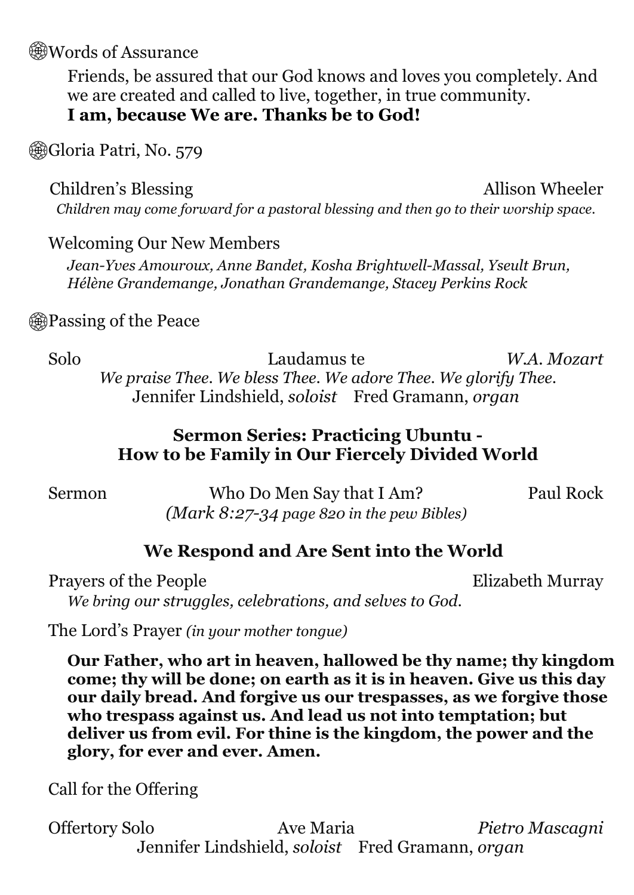❁Words of Assurance

Friends, be assured that our God knows and loves you completely. And we are created and called to live, together, in true community.
**I am, because We are. Thanks be to God!**

❁Gloria Patri, No. 579

Children's Blessing — Allison Wheeler
*Children may come forward for a pastoral blessing and then go to their worship space.*

Welcoming Our New Members
*Jean-Yves Amouroux, Anne Bandet, Kosha Brightwell-Massal, Yseult Brun, Hélène Grandemange, Jonathan Grandemange, Stacey Perkins Rock*

❁Passing of the Peace

Solo — Laudamus te — *W.A. Mozart*
*We praise Thee. We bless Thee. We adore Thee. We glorify Thee.*
Jennifer Lindshield, *soloist* Fred Gramann, *organ*

## Sermon Series: Practicing Ubuntu - How to be Family in Our Fiercely Divided World

Sermon — Who Do Men Say that I Am? — Paul Rock
*(Mark 8:27-34 page 820 in the pew Bibles)*

## We Respond and Are Sent into the World

Prayers of the People — Elizabeth Murray
*We bring our struggles, celebrations, and selves to God.*

The Lord's Prayer *(in your mother tongue)*

**Our Father, who art in heaven, hallowed be thy name; thy kingdom come; thy will be done; on earth as it is in heaven. Give us this day our daily bread. And forgive us our trespasses, as we forgive those who trespass against us. And lead us not into temptation; but deliver us from evil. For thine is the kingdom, the power and the glory, for ever and ever. Amen.**

Call for the Offering

Offertory Solo — Ave Maria — *Pietro Mascagni*
Jennifer Lindshield, *soloist* Fred Gramann, *organ*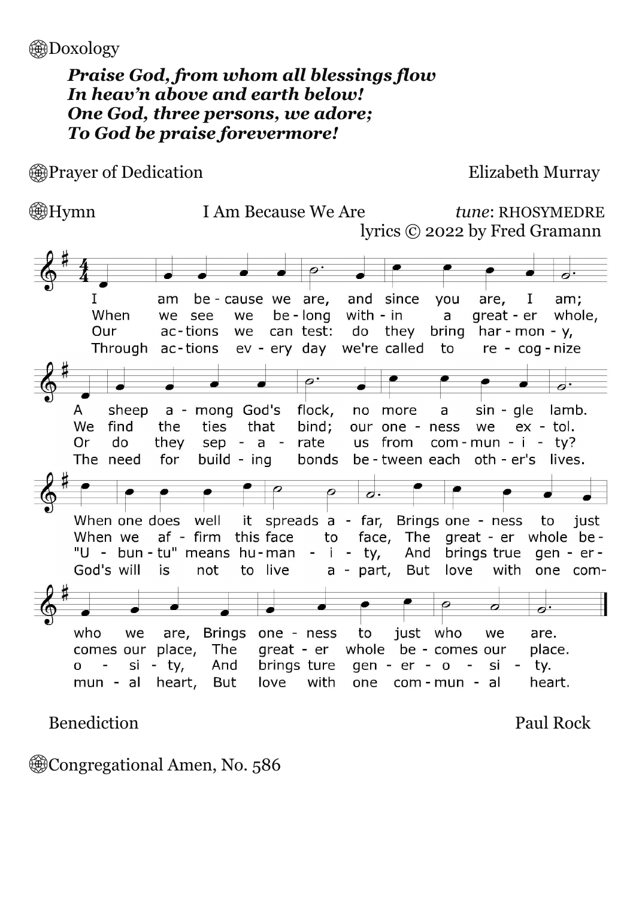Doxology

***Praise God, from whom all blessings flow***
***In heav'n above and earth below!***
***One God, three persons, we adore;***
***To God be praise forevermore!***

Prayer of Dedication — Elizabeth Murray

Hymn — I Am Because We Are — *tune*: RHOSYMEDRE
lyrics © 2022 by Fred Gramann

I am be-cause we are, and since you are, I am;
A sheep a-mong God's flock, no more a sin-gle lamb.
When one does well it spreads a-far, Brings one-ness to just who we are, Brings one-ness to just who we are.

When we see we be-long with-in a great-er whole,
We find the ties that bind; our one-ness we ex-tol.
When we af-firm this face to face, The great-er whole be-comes our place, The great-er whole be-comes our place.

Our ac-tions we can test: do they bring har-mon-y,
Or do they sep-a-rate us from com-mun-i-ty?
"U-bun-tu" means hu-man-i-ty, And brings true gen-er-o-si-ty, And brings ture gen-er-o-si-ty.

Through ac-tions ev-ery day we're called to re-cog-nize
The need for build-ing bonds be-tween each oth-er's lives.
God's will is not to live a-part, But love with one com-mun-al heart, But love with one com-mun-al heart.

Benediction — Paul Rock

Congregational Amen, No. 586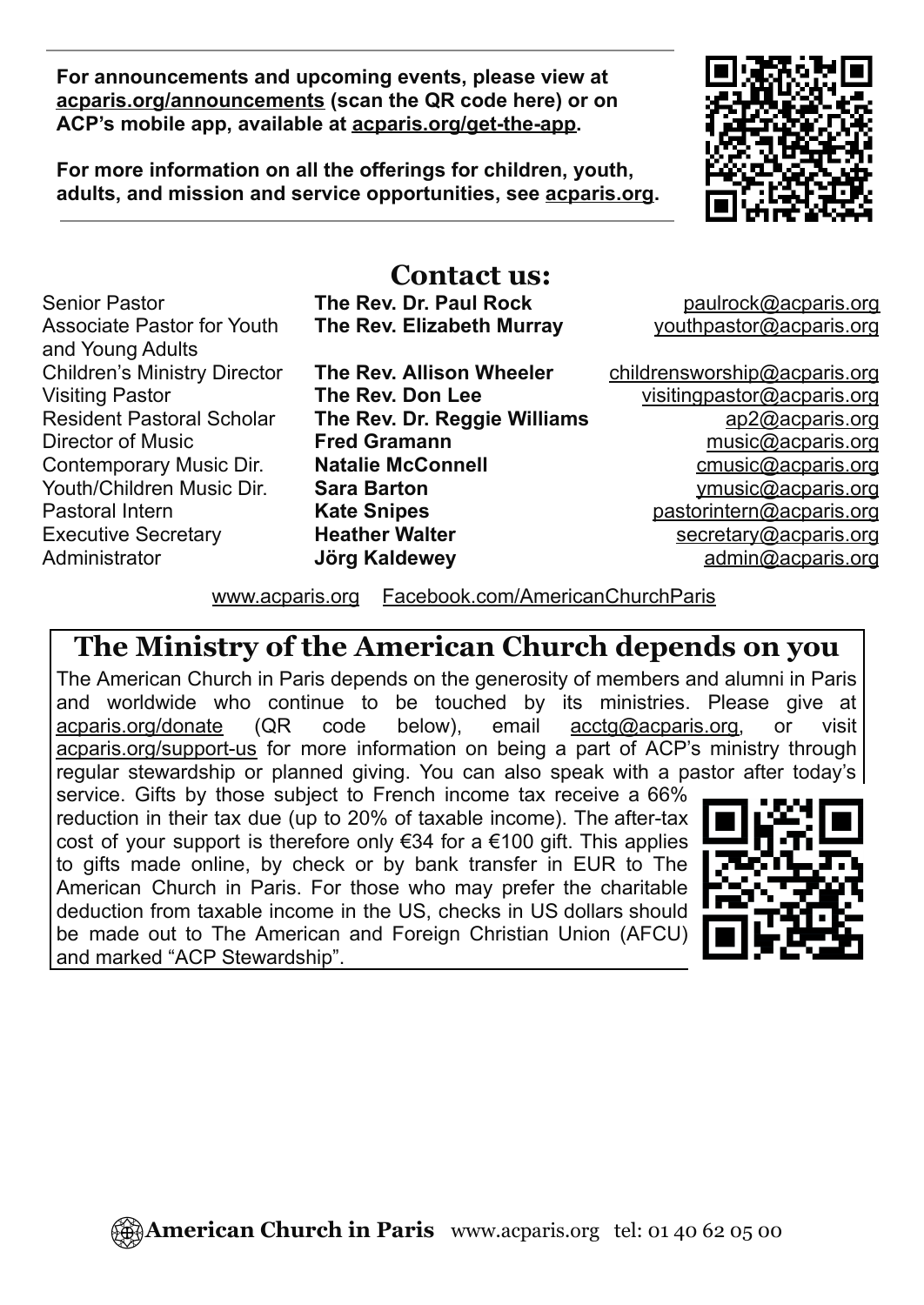**For announcements and upcoming events, please view at acparis.org/announcements (scan the QR code here) or on ACP's mobile app, available at acparis.org/get-the-app.**

**For more information on all the offerings for children, youth, adults, and mission and service opportunities, see acparis.org.**

## Contact us:

| | | |
|---|---|---|
| Senior Pastor | **The Rev. Dr. Paul Rock** | paulrock@acparis.org |
| Associate Pastor for Youth and Young Adults | **The Rev. Elizabeth Murray** | youthpastor@acparis.org |
| Children's Ministry Director | **The Rev. Allison Wheeler** | childrensworship@acparis.org |
| Visiting Pastor | **The Rev. Don Lee** | visitingpastor@acparis.org |
| Resident Pastoral Scholar | **The Rev. Dr. Reggie Williams** | ap2@acparis.org |
| Director of Music | **Fred Gramann** | music@acparis.org |
| Contemporary Music Dir. | **Natalie McConnell** | cmusic@acparis.org |
| Youth/Children Music Dir. | **Sara Barton** | ymusic@acparis.org |
| Pastoral Intern | **Kate Snipes** | pastorintern@acparis.org |
| Executive Secretary | **Heather Walter** | secretary@acparis.org |
| Administrator | **Jörg Kaldewey** | admin@acparis.org |

www.acparis.org  Facebook.com/AmericanChurchParis

## The Ministry of the American Church depends on you

The American Church in Paris depends on the generosity of members and alumni in Paris and worldwide who continue to be touched by its ministries. Please give at acparis.org/donate (QR code below), email acctg@acparis.org, or visit acparis.org/support-us for more information on being a part of ACP's ministry through regular stewardship or planned giving. You can also speak with a pastor after today's service. Gifts by those subject to French income tax receive a 66% reduction in their tax due (up to 20% of taxable income). The after-tax cost of your support is therefore only €34 for a €100 gift. This applies to gifts made online, by check or by bank transfer in EUR to The American Church in Paris. For those who may prefer the charitable deduction from taxable income in the US, checks in US dollars should be made out to The American and Foreign Christian Union (AFCU) and marked "ACP Stewardship".

**American Church in Paris** www.acparis.org tel: 01 40 62 05 00